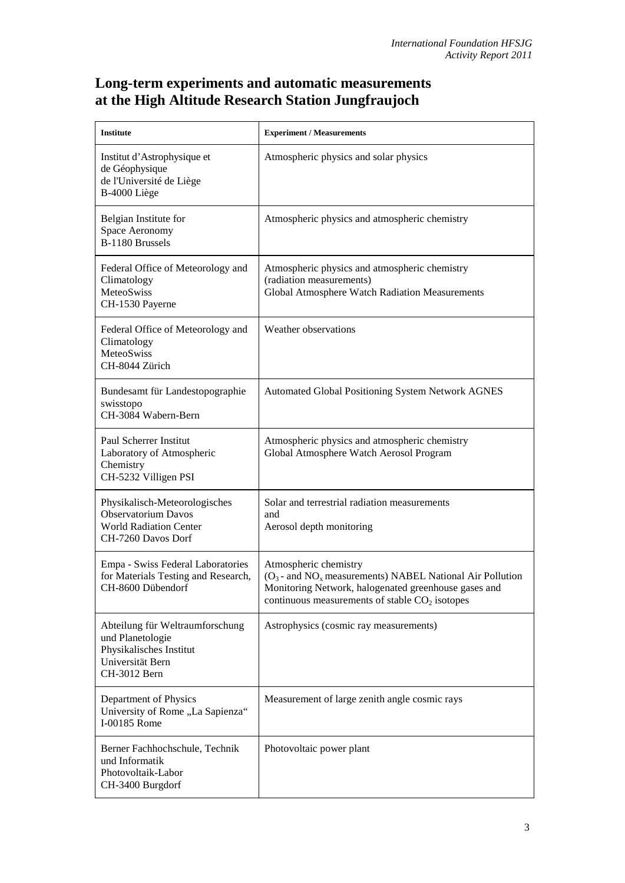# Long-term experiments and automatic measurements at the High Altitude Research Station Jungfraujoch

| **Institute** | **Experiment / Measurements** |
|---|---|
| Institut d'Astrophysique et de Géophysique de l'Université de Liège B-4000 Liège | Atmospheric physics and solar physics |
| Belgian Institute for Space Aeronomy B-1180 Brussels | Atmospheric physics and atmospheric chemistry |
| Federal Office of Meteorology and Climatology MeteoSwiss CH-1530 Payerne | Atmospheric physics and atmospheric chemistry (radiation measurements) Global Atmosphere Watch Radiation Measurements |
| Federal Office of Meteorology and Climatology MeteoSwiss CH-8044 Zürich | Weather observations |
| Bundesamt für Landestopographie swisstopo CH-3084 Wabern-Bern | Automated Global Positioning System Network AGNES |
| Paul Scherrer Institut Laboratory of Atmospheric Chemistry CH-5232 Villigen PSI | Atmospheric physics and atmospheric chemistry Global Atmosphere Watch Aerosol Program |
| Physikalisch-Meteorologisches Observatorium Davos World Radiation Center CH-7260 Davos Dorf | Solar and terrestrial radiation measurements and Aerosol depth monitoring |
| Empa - Swiss Federal Laboratories for Materials Testing and Research, CH-8600 Dübendorf | Atmospheric chemistry ($O_3$ - and $NO_x$ measurements) NABEL National Air Pollution Monitoring Network, halogenated greenhouse gases and continuous measurements of stable $CO_2$ isotopes |
| Abteilung für Weltraumforschung und Planetologie Physikalisches Institut Universität Bern CH-3012 Bern | Astrophysics (cosmic ray measurements) |
| Department of Physics University of Rome „La Sapienza" I-00185 Rome | Measurement of large zenith angle cosmic rays |
| Berner Fachhochschule, Technik und Informatik Photovoltaik-Labor CH-3400 Burgdorf | Photovoltaic power plant |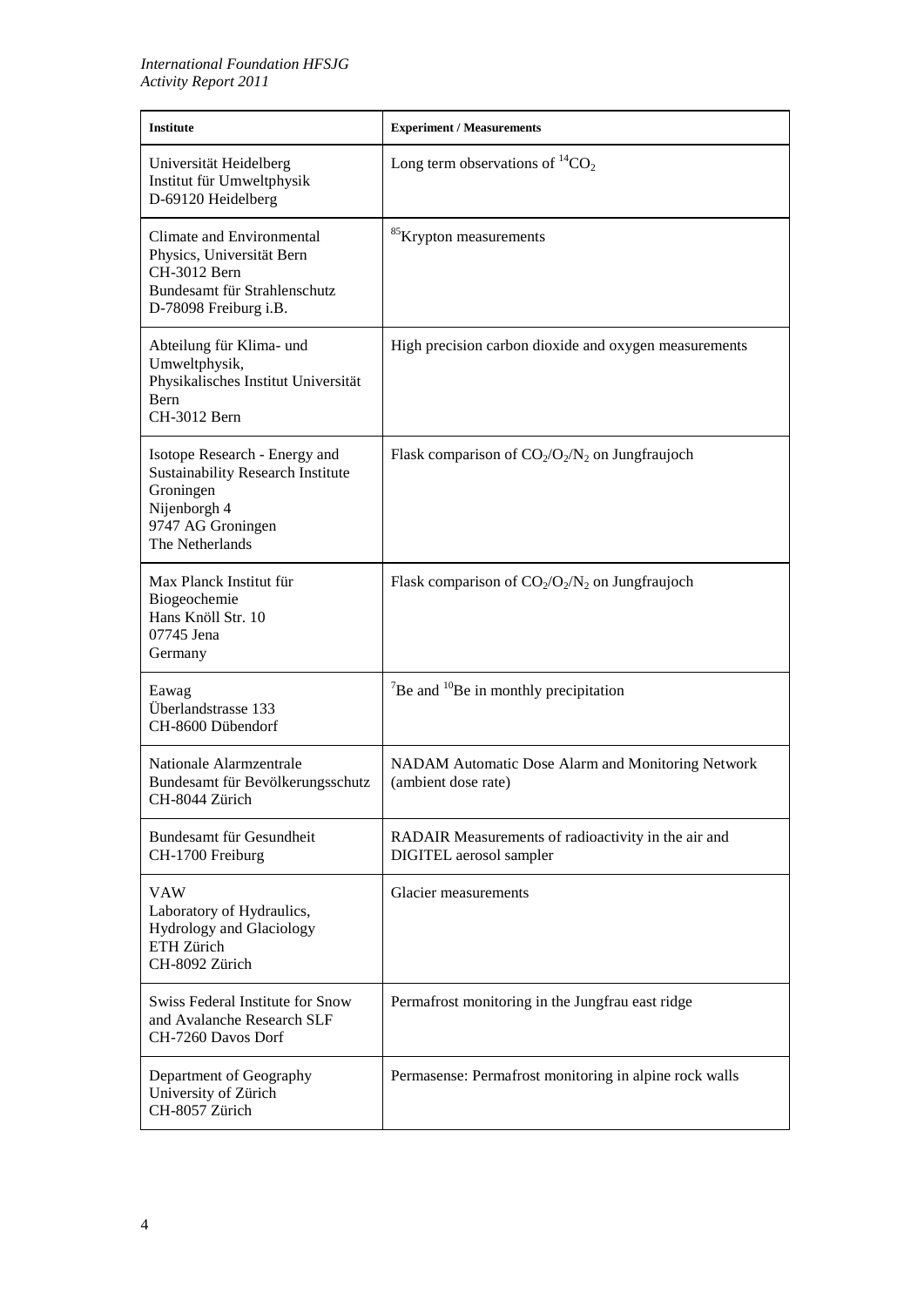| Institute | Experiment / Measurements |
|---|---|
| Universität Heidelberg<br>Institut für Umweltphysik<br>D-69120 Heidelberg | Long term observations of $^{14}CO_2$ |
| Climate and Environmental Physics, Universität Bern<br>CH-3012 Bern<br>Bundesamt für Strahlenschutz<br>D-78098 Freiburg i.B. | $^{85}$Krypton measurements |
| Abteilung für Klima- und Umweltphysik,<br>Physikalisches Institut Universität Bern<br>CH-3012 Bern | High precision carbon dioxide and oxygen measurements |
| Isotope Research - Energy and Sustainability Research Institute Groningen<br>Nijenborgh 4<br>9747 AG Groningen<br>The Netherlands | Flask comparison of $CO_2/O_2/N_2$ on Jungfraujoch |
| Max Planck Institut für Biogeochemie<br>Hans Knöll Str. 10<br>07745 Jena<br>Germany | Flask comparison of $CO_2/O_2/N_2$ on Jungfraujoch |
| Eawag<br>Überlandstrasse 133<br>CH-8600 Dübendorf | $^{7}$Be and $^{10}$Be in monthly precipitation |
| Nationale Alarmzentrale<br>Bundesamt für Bevölkerungsschutz<br>CH-8044 Zürich | NADAM Automatic Dose Alarm and Monitoring Network (ambient dose rate) |
| Bundesamt für Gesundheit<br>CH-1700 Freiburg | RADAIR Measurements of radioactivity in the air and DIGITEL aerosol sampler |
| VAW<br>Laboratory of Hydraulics, Hydrology and Glaciology<br>ETH Zürich<br>CH-8092 Zürich | Glacier measurements |
| Swiss Federal Institute for Snow and Avalanche Research SLF<br>CH-7260 Davos Dorf | Permafrost monitoring in the Jungfrau east ridge |
| Department of Geography<br>University of Zürich<br>CH-8057 Zürich | Permasense: Permafrost monitoring in alpine rock walls |